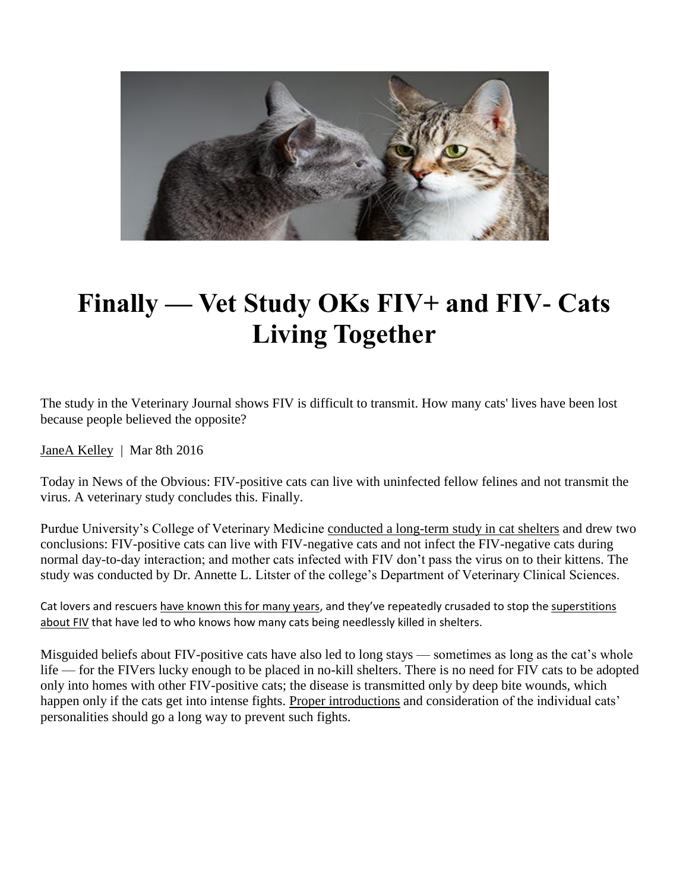# Finally — Vet Study OKs FIV+ and FIV- Cats Living Together

The study in the Veterinary Journal shows FIV is difficult to transmit. How many cats' lives have been lost because people believed the opposite?

JaneA Kelley | Mar 8th 2016

Today in News of the Obvious: FIV-positive cats can live with uninfected fellow felines and not transmit the virus. A veterinary study concludes this. Finally.

Purdue University's College of Veterinary Medicine conducted a long-term study in cat shelters and drew two conclusions: FIV-positive cats can live with FIV-negative cats and not infect the FIV-negative cats during normal day-to-day interaction; and mother cats infected with FIV don't pass the virus on to their kittens. The study was conducted by Dr. Annette L. Litster of the college's Department of Veterinary Clinical Sciences.

Cat lovers and rescuers have known this for many years, and they've repeatedly crusaded to stop the superstitions about FIV that have led to who knows how many cats being needlessly killed in shelters.

Misguided beliefs about FIV-positive cats have also led to long stays — sometimes as long as the cat's whole life — for the FIVers lucky enough to be placed in no-kill shelters. There is no need for FIV cats to be adopted only into homes with other FIV-positive cats; the disease is transmitted only by deep bite wounds, which happen only if the cats get into intense fights. Proper introductions and consideration of the individual cats' personalities should go a long way to prevent such fights.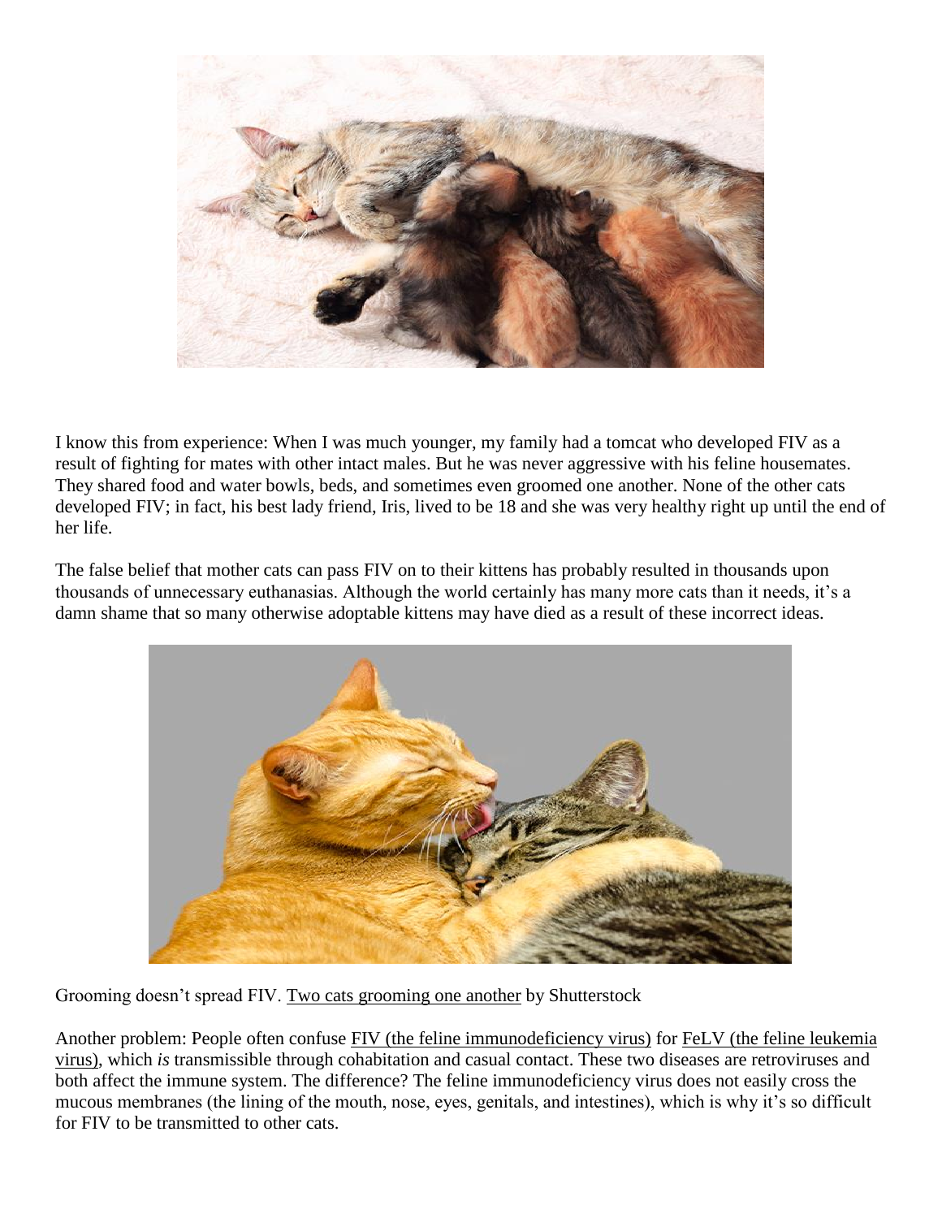I know this from experience: When I was much younger, my family had a tomcat who developed FIV as a result of fighting for mates with other intact males. But he was never aggressive with his feline housemates. They shared food and water bowls, beds, and sometimes even groomed one another. None of the other cats developed FIV; in fact, his best lady friend, Iris, lived to be 18 and she was very healthy right up until the end of her life.

The false belief that mother cats can pass FIV on to their kittens has probably resulted in thousands upon thousands of unnecessary euthanasias. Although the world certainly has many more cats than it needs, it's a damn shame that so many otherwise adoptable kittens may have died as a result of these incorrect ideas.

Grooming doesn't spread FIV. Two cats grooming one another by Shutterstock

Another problem: People often confuse FIV (the feline immunodeficiency virus) for FeLV (the feline leukemia virus), which *is* transmissible through cohabitation and casual contact. These two diseases are retroviruses and both affect the immune system. The difference? The feline immunodeficiency virus does not easily cross the mucous membranes (the lining of the mouth, nose, eyes, genitals, and intestines), which is why it's so difficult for FIV to be transmitted to other cats.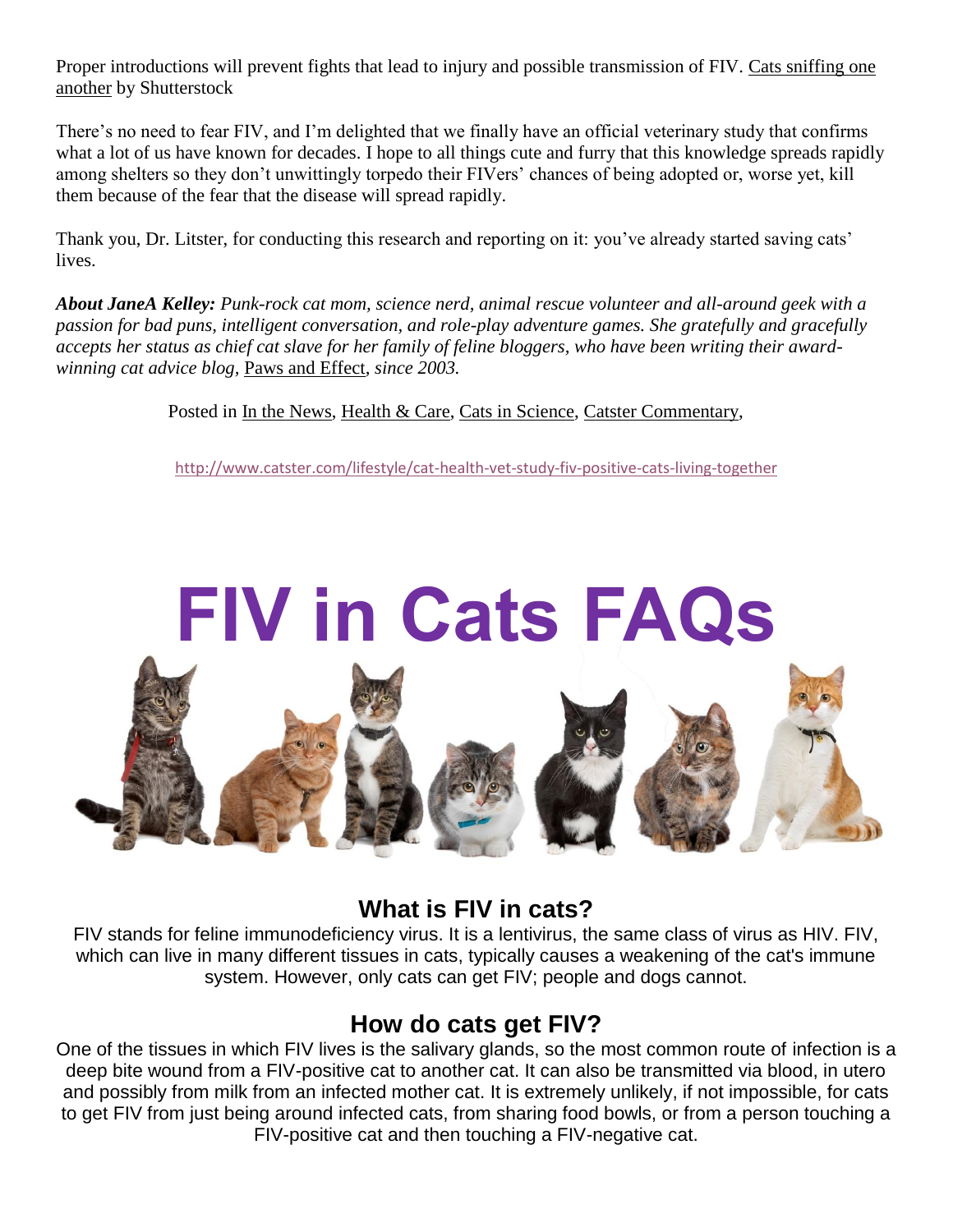Proper introductions will prevent fights that lead to injury and possible transmission of FIV. Cats sniffing one another by Shutterstock

There's no need to fear FIV, and I'm delighted that we finally have an official veterinary study that confirms what a lot of us have known for decades. I hope to all things cute and furry that this knowledge spreads rapidly among shelters so they don't unwittingly torpedo their FIVers' chances of being adopted or, worse yet, kill them because of the fear that the disease will spread rapidly.

Thank you, Dr. Litster, for conducting this research and reporting on it: you've already started saving cats' lives.

***About JaneA Kelley:*** *Punk-rock cat mom, science nerd, animal rescue volunteer and all-around geek with a passion for bad puns, intelligent conversation, and role-play adventure games. She gratefully and gracefully accepts her status as chief cat slave for her family of feline bloggers, who have been writing their award-winning cat advice blog,* Paws and Effect, *since 2003.*

Posted in In the News, Health & Care, Cats in Science, Catster Commentary,

http://www.catster.com/lifestyle/cat-health-vet-study-fiv-positive-cats-living-together

# FIV in Cats FAQs

## What is FIV in cats?

FIV stands for feline immunodeficiency virus. It is a lentivirus, the same class of virus as HIV. FIV, which can live in many different tissues in cats, typically causes a weakening of the cat's immune system. However, only cats can get FIV; people and dogs cannot.

## How do cats get FIV?

One of the tissues in which FIV lives is the salivary glands, so the most common route of infection is a deep bite wound from a FIV-positive cat to another cat. It can also be transmitted via blood, in utero and possibly from milk from an infected mother cat. It is extremely unlikely, if not impossible, for cats to get FIV from just being around infected cats, from sharing food bowls, or from a person touching a FIV-positive cat and then touching a FIV-negative cat.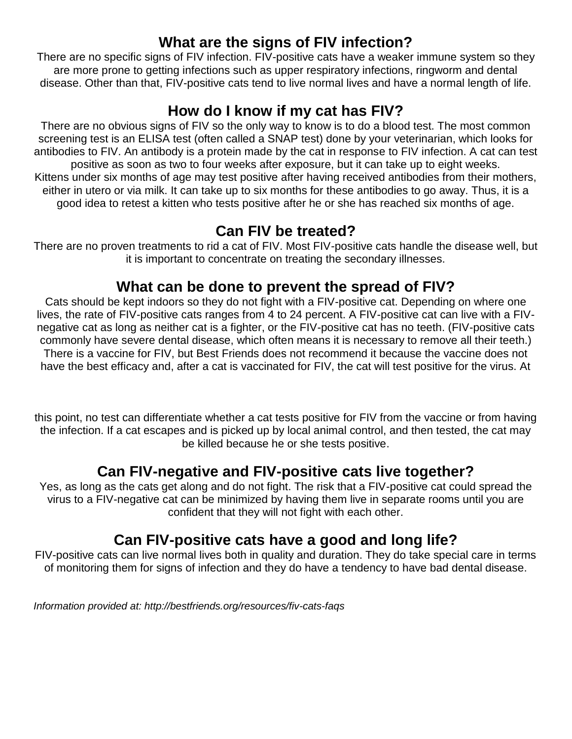## What are the signs of FIV infection?

There are no specific signs of FIV infection. FIV-positive cats have a weaker immune system so they are more prone to getting infections such as upper respiratory infections, ringworm and dental disease. Other than that, FIV-positive cats tend to live normal lives and have a normal length of life.

## How do I know if my cat has FIV?

There are no obvious signs of FIV so the only way to know is to do a blood test. The most common screening test is an ELISA test (often called a SNAP test) done by your veterinarian, which looks for antibodies to FIV. An antibody is a protein made by the cat in response to FIV infection. A cat can test positive as soon as two to four weeks after exposure, but it can take up to eight weeks. Kittens under six months of age may test positive after having received antibodies from their mothers, either in utero or via milk. It can take up to six months for these antibodies to go away. Thus, it is a good idea to retest a kitten who tests positive after he or she has reached six months of age.

## Can FIV be treated?

There are no proven treatments to rid a cat of FIV. Most FIV-positive cats handle the disease well, but it is important to concentrate on treating the secondary illnesses.

## What can be done to prevent the spread of FIV?

Cats should be kept indoors so they do not fight with a FIV-positive cat. Depending on where one lives, the rate of FIV-positive cats ranges from 4 to 24 percent. A FIV-positive cat can live with a FIV-negative cat as long as neither cat is a fighter, or the FIV-positive cat has no teeth. (FIV-positive cats commonly have severe dental disease, which often means it is necessary to remove all their teeth.) There is a vaccine for FIV, but Best Friends does not recommend it because the vaccine does not have the best efficacy and, after a cat is vaccinated for FIV, the cat will test positive for the virus. At this point, no test can differentiate whether a cat tests positive for FIV from the vaccine or from having the infection. If a cat escapes and is picked up by local animal control, and then tested, the cat may be killed because he or she tests positive.

## Can FIV-negative and FIV-positive cats live together?

Yes, as long as the cats get along and do not fight. The risk that a FIV-positive cat could spread the virus to a FIV-negative cat can be minimized by having them live in separate rooms until you are confident that they will not fight with each other.

## Can FIV-positive cats have a good and long life?

FIV-positive cats can live normal lives both in quality and duration. They do take special care in terms of monitoring them for signs of infection and they do have a tendency to have bad dental disease.

*Information provided at: http://bestfriends.org/resources/fiv-cats-faqs*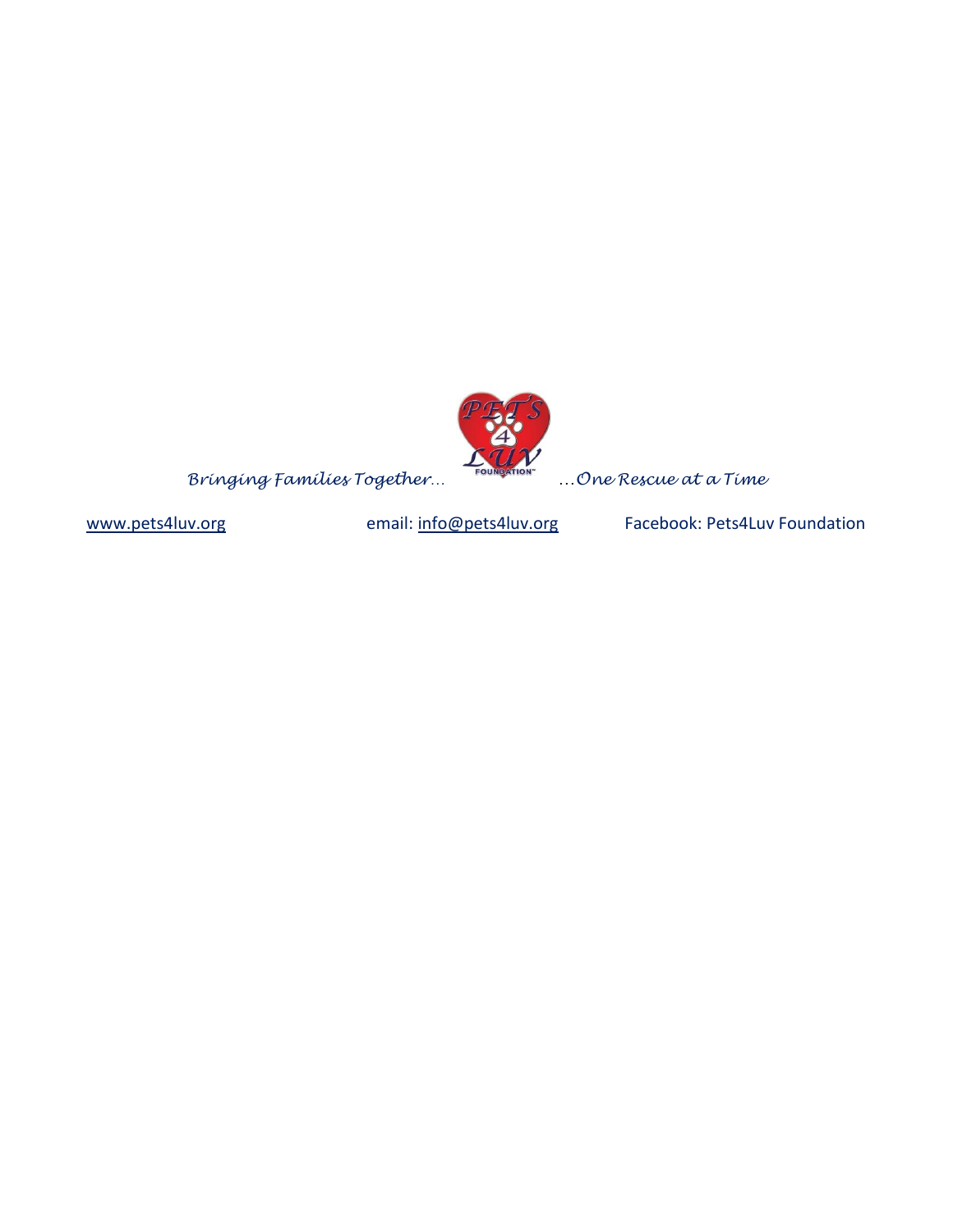*Bringing Families Together…* *…One Rescue at a Time*

www.pets4luv.org email: info@pets4luv.org Facebook: Pets4Luv Foundation